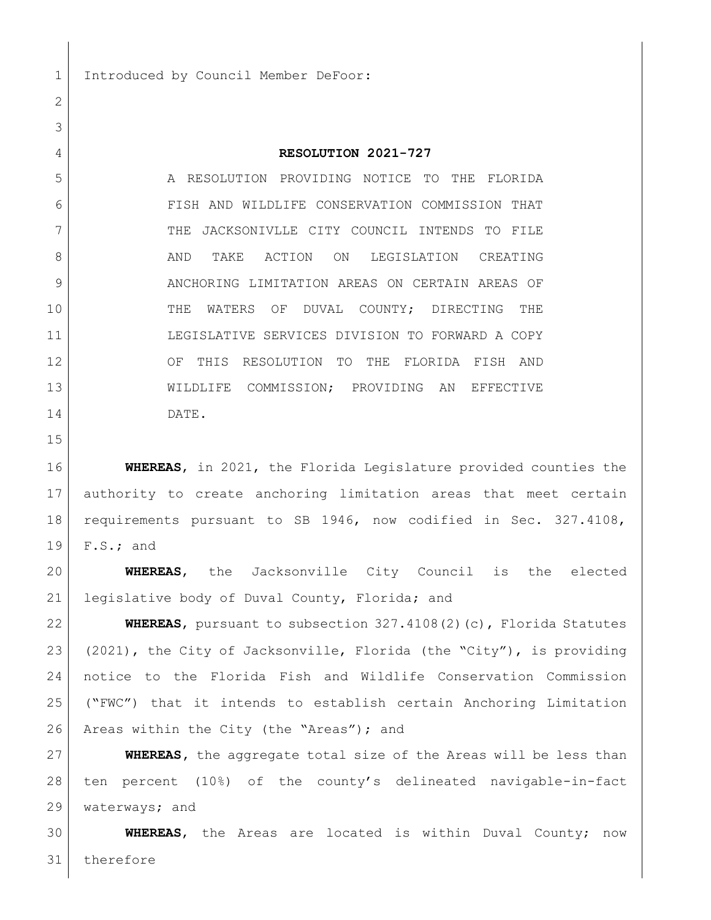Introduced by Council Member DeFoor:

**RESOLUTION 2021-727**

A RESOLUTION PROVIDING NOTICE TO THE FLORIDA FISH AND WILDLIFE CONSERVATION COMMISSION THAT THE JACKSONIVLLE CITY COUNCIL INTENDS TO FILE AND TAKE ACTION ON LEGISLATION CREATING ANCHORING LIMITATION AREAS ON CERTAIN AREAS OF THE WATERS OF DUVAL COUNTY; DIRECTING THE LEGISLATIVE SERVICES DIVISION TO FORWARD A COPY OF THIS RESOLUTION TO THE FLORIDA FISH AND WILDLIFE COMMISSION; PROVIDING AN EFFECTIVE DATE.

**WHEREAS**, in 2021, the Florida Legislature provided counties the authority to create anchoring limitation areas that meet certain requirements pursuant to SB 1946, now codified in Sec. 327.4108, F.S.; and

**WHEREAS**, the Jacksonville City Council is the elected legislative body of Duval County, Florida; and

**WHEREAS**, pursuant to subsection 327.4108(2)(c), Florida Statutes (2021), the City of Jacksonville, Florida (the "City"), is providing notice to the Florida Fish and Wildlife Conservation Commission ("FWC") that it intends to establish certain Anchoring Limitation Areas within the City (the "Areas"); and

**WHEREAS**, the aggregate total size of the Areas will be less than ten percent (10%) of the county's delineated navigable-in-fact waterways; and

**WHEREAS**, the Areas are located is within Duval County; now therefore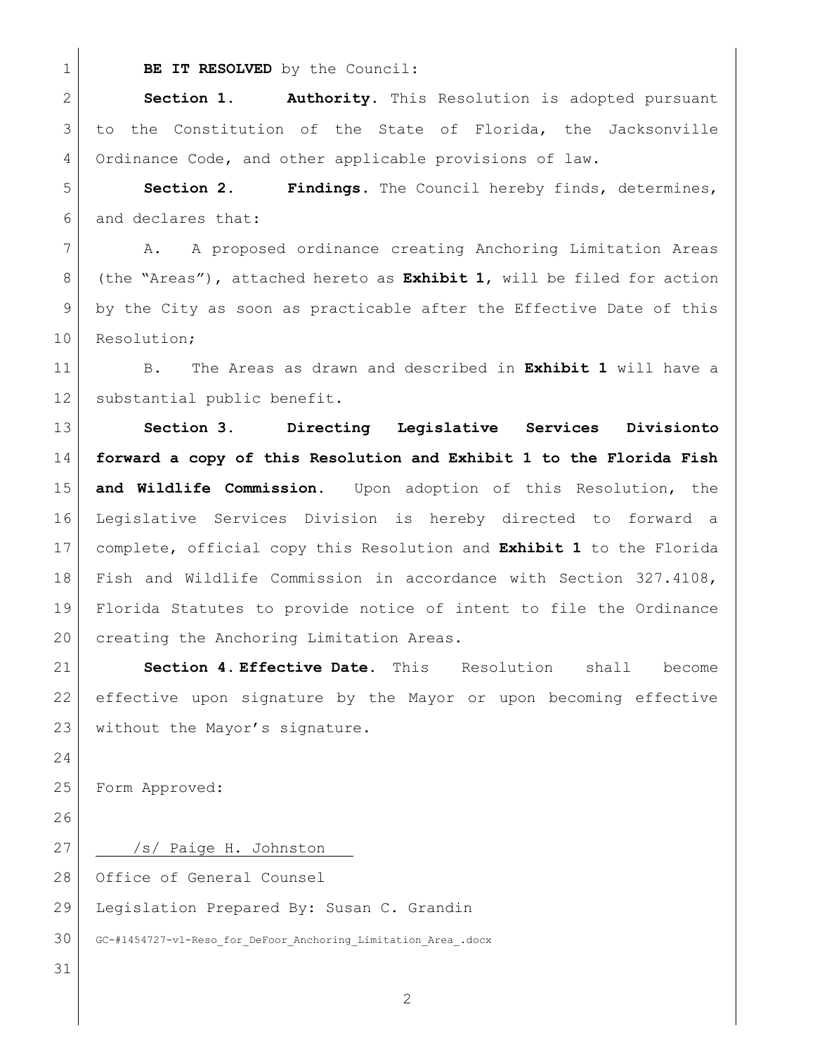**BE IT RESOLVED** by the Council:

**Section 1. Authority.** This Resolution is adopted pursuant to the Constitution of the State of Florida, the Jacksonville Ordinance Code, and other applicable provisions of law.

**Section 2. Findings.** The Council hereby finds, determines, and declares that:

A. A proposed ordinance creating Anchoring Limitation Areas (the "Areas"), attached hereto as **Exhibit 1**, will be filed for action by the City as soon as practicable after the Effective Date of this Resolution;

B. The Areas as drawn and described in **Exhibit 1** will have a substantial public benefit.

**Section 3. Directing Legislative Services Divisionto forward a copy of this Resolution and Exhibit 1 to the Florida Fish and Wildlife Commission.** Upon adoption of this Resolution, the Legislative Services Division is hereby directed to forward a complete, official copy this Resolution and **Exhibit 1** to the Florida Fish and Wildlife Commission in accordance with Section 327.4108, Florida Statutes to provide notice of intent to file the Ordinance creating the Anchoring Limitation Areas.

**Section 4. Effective Date.** This Resolution shall become effective upon signature by the Mayor or upon becoming effective without the Mayor's signature.

Form Approved:

/s/ Paige H. Johnston

Office of General Counsel

Legislation Prepared By: Susan C. Grandin

GC-#1454727-v1-Reso_for_DeFoor_Anchoring_Limitation_Area_.docx